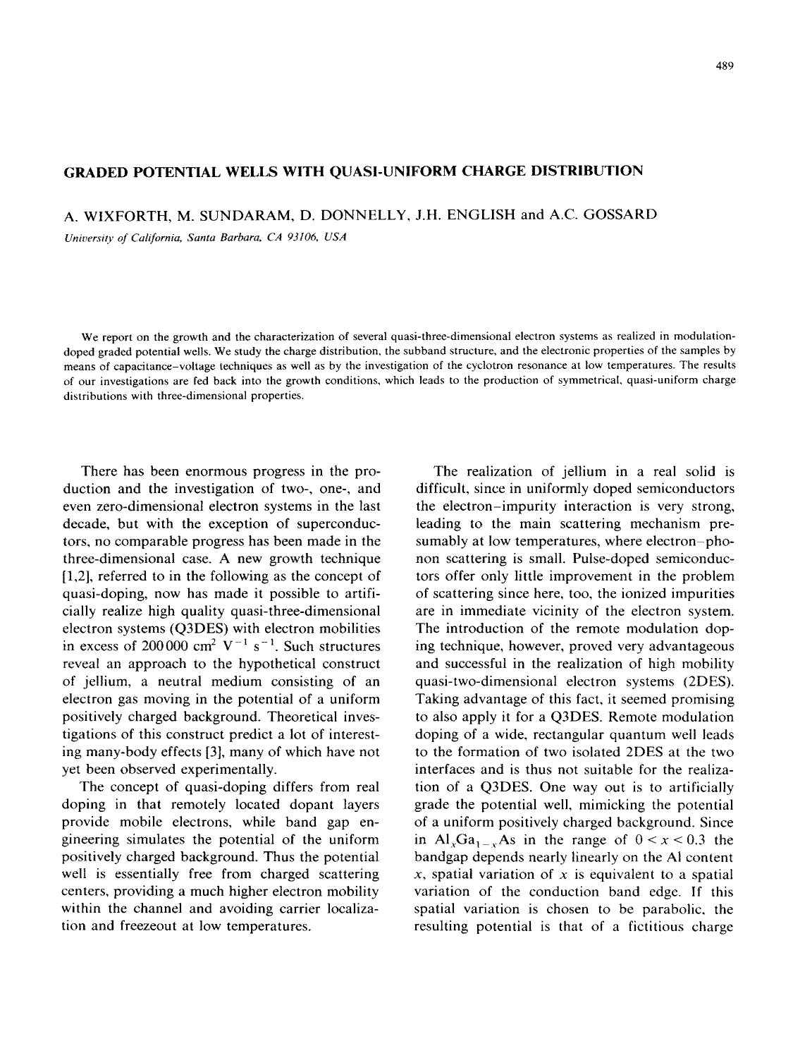# GRADED POTENTIAL WELLS WITH QUASI-UNIFORM CHARGE DISTRIBUTION

A. WIXFORTH, M. SUNDARAM, D. DONNELLY, J.H. ENGLISH and A.C. GOSSARD

*University of California, Santa Barbara, CA 93106, USA*

We report on the growth and the characterization of several quasi-three-dimensional electron systems as realized in modulation-doped graded potential wells. We study the charge distribution, the subband structure, and the electronic properties of the samples by means of capacitance–voltage techniques as well as by the investigation of the cyclotron resonance at low temperatures. The results of our investigations are fed back into the growth conditions, which leads to the production of symmetrical, quasi-uniform charge distributions with three-dimensional properties.

There has been enormous progress in the production and the investigation of two-, one-, and even zero-dimensional electron systems in the last decade, but with the exception of superconductors, no comparable progress has been made in the three-dimensional case. A new growth technique [1,2], referred to in the following as the concept of quasi-doping, now has made it possible to artificially realize high quality quasi-three-dimensional electron systems (Q3DES) with electron mobilities in excess of 200 000 $cm^2\ V^{-1}\ s^{-1}$. Such structures reveal an approach to the hypothetical construct of jellium, a neutral medium consisting of an electron gas moving in the potential of a uniform positively charged background. Theoretical investigations of this construct predict a lot of interesting many-body effects [3], many of which have not yet been observed experimentally.

The concept of quasi-doping differs from real doping in that remotely located dopant layers provide mobile electrons, while band gap engineering simulates the potential of the uniform positively charged background. Thus the potential well is essentially free from charged scattering centers, providing a much higher electron mobility within the channel and avoiding carrier localization and freezeout at low temperatures.

The realization of jellium in a real solid is difficult, since in uniformly doped semiconductors the electron–impurity interaction is very strong, leading to the main scattering mechanism presumably at low temperatures, where electron–phonon scattering is small. Pulse-doped semiconductors offer only little improvement in the problem of scattering since here, too, the ionized impurities are in immediate vicinity of the electron system. The introduction of the remote modulation doping technique, however, proved very advantageous and successful in the realization of high mobility quasi-two-dimensional electron systems (2DES). Taking advantage of this fact, it seemed promising to also apply it for a Q3DES. Remote modulation doping of a wide, rectangular quantum well leads to the formation of two isolated 2DES at the two interfaces and is thus not suitable for the realization of a Q3DES. One way out is to artificially grade the potential well, mimicking the potential of a uniform positively charged background. Since in $Al_xGa_{1-x}As$ in the range of $0 < x < 0.3$ the bandgap depends nearly linearly on the Al content $x$, spatial variation of $x$ is equivalent to a spatial variation of the conduction band edge. If this spatial variation is chosen to be parabolic, the resulting potential is that of a fictitious charge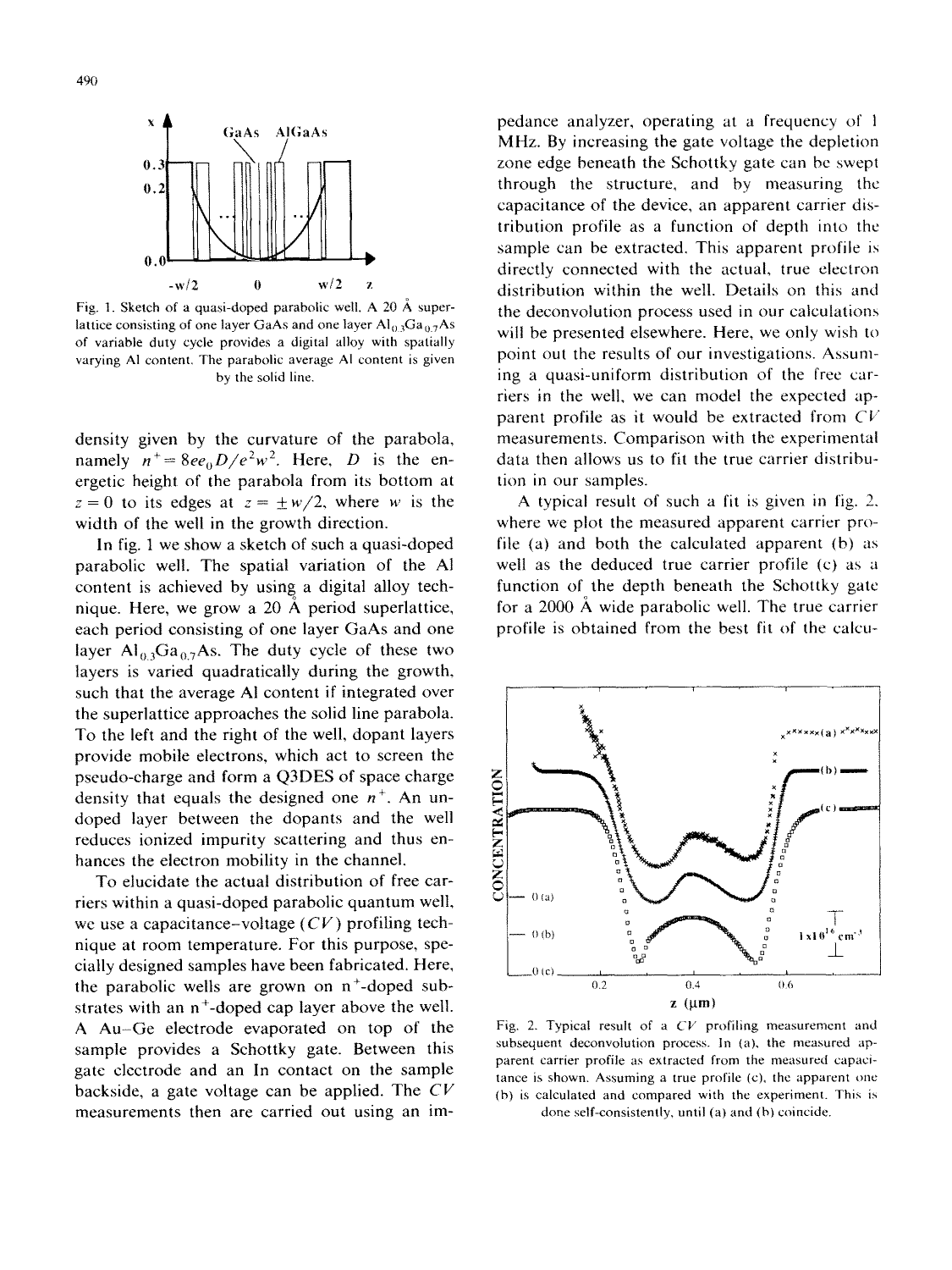Fig. 1. Sketch of a quasi-doped parabolic well. A 20 Å superlattice consisting of one layer GaAs and one layer $Al_{0.3}Ga_{0.7}As$ of variable duty cycle provides a digital alloy with spatially varying Al content. The parabolic average Al content is given by the solid line.

density given by the curvature of the parabola, namely $n^+ = 8\epsilon\epsilon_0 D/e^2 w^2$. Here, $D$ is the energetic height of the parabola from its bottom at $z = 0$ to its edges at $z = \pm w/2$, where $w$ is the width of the well in the growth direction.

In fig. 1 we show a sketch of such a quasi-doped parabolic well. The spatial variation of the Al content is achieved by using a digital alloy technique. Here, we grow a 20 Å period superlattice, each period consisting of one layer GaAs and one layer $Al_{0.3}Ga_{0.7}As$. The duty cycle of these two layers is varied quadratically during the growth, such that the average Al content if integrated over the superlattice approaches the solid line parabola. To the left and the right of the well, dopant layers provide mobile electrons, which act to screen the pseudo-charge and form a Q3DES of space charge density that equals the designed one $n^+$. An undoped layer between the dopants and the well reduces ionized impurity scattering and thus enhances the electron mobility in the channel.

To elucidate the actual distribution of free carriers within a quasi-doped parabolic quantum well, we use a capacitance–voltage ($CV$) profiling technique at room temperature. For this purpose, specially designed samples have been fabricated. Here, the parabolic wells are grown on $n^+$-doped substrates with an $n^+$-doped cap layer above the well. A Au–Ge electrode evaporated on top of the sample provides a Schottky gate. Between this gate electrode and an In contact on the sample backside, a gate voltage can be applied. The $CV$ measurements then are carried out using an impedance analyzer, operating at a frequency of 1 MHz. By increasing the gate voltage the depletion zone edge beneath the Schottky gate can be swept through the structure, and by measuring the capacitance of the device, an apparent carrier distribution profile as a function of depth into the sample can be extracted. This apparent profile is directly connected with the actual, true electron distribution within the well. Details on this and the deconvolution process used in our calculations will be presented elsewhere. Here, we only wish to point out the results of our investigations. Assuming a quasi-uniform distribution of the free carriers in the well, we can model the expected apparent profile as it would be extracted from $CV$ measurements. Comparison with the experimental data then allows us to fit the true carrier distribution in our samples.

A typical result of such a fit is given in fig. 2, where we plot the measured apparent carrier profile (a) and both the calculated apparent (b) as well as the deduced true carrier profile (c) as a function of the depth beneath the Schottky gate for a 2000 Å wide parabolic well. The true carrier profile is obtained from the best fit of the calcu-

Fig. 2. Typical result of a $CV$ profiling measurement and subsequent deconvolution process. In (a), the measured apparent carrier profile as extracted from the measured capacitance is shown. Assuming a true profile (c), the apparent one (b) is calculated and compared with the experiment. This is done self-consistently, until (a) and (b) coincide.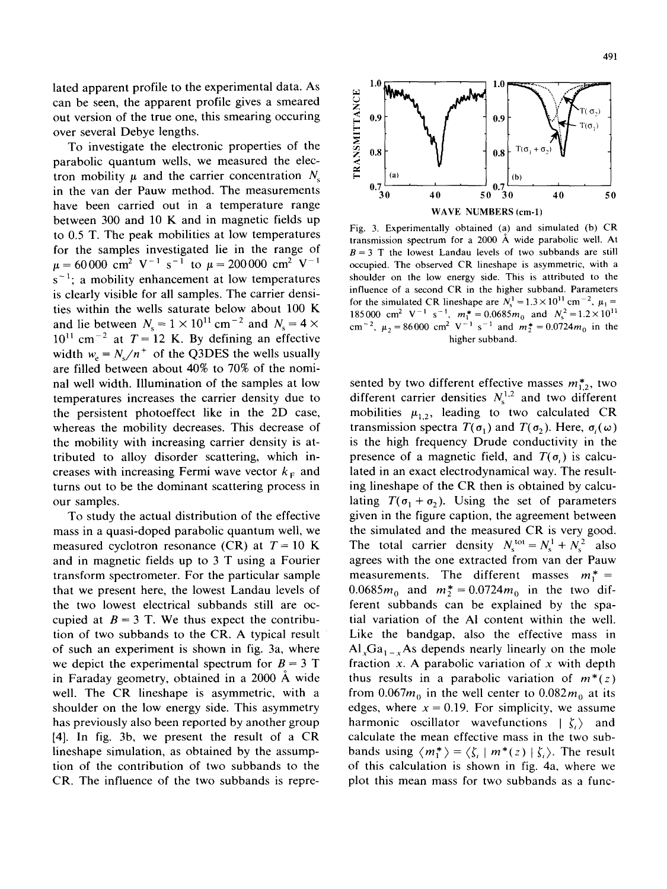lated apparent profile to the experimental data. As can be seen, the apparent profile gives a smeared out version of the true one, this smearing occuring over several Debye lengths.

To investigate the electronic properties of the parabolic quantum wells, we measured the electron mobility $\mu$ and the carrier concentration $N_s$ in the van der Pauw method. The measurements have been carried out in a temperature range between 300 and 10 K and in magnetic fields up to 0.5 T. The peak mobilities at low temperatures for the samples investigated lie in the range of $\mu = 60000$ cm$^2$ V$^{-1}$ s$^{-1}$ to $\mu = 200000$ cm$^2$ V$^{-1}$ s$^{-1}$; a mobility enhancement at low temperatures is clearly visible for all samples. The carrier densities within the wells saturate below about 100 K and lie between $N_s = 1 \times 10^{11}$ cm$^{-2}$ and $N_s = 4 \times 10^{11}$ cm$^{-2}$ at $T = 12$ K. By defining an effective width $w_e = N_s/n^+$ of the Q3DES the wells usually are filled between about 40% to 70% of the nominal well width. Illumination of the samples at low temperatures increases the carrier density due to the persistent photoeffect like in the 2D case, whereas the mobility decreases. This decrease of the mobility with increasing carrier density is attributed to alloy disorder scattering, which increases with increasing Fermi wave vector $k_F$ and turns out to be the dominant scattering process in our samples.

To study the actual distribution of the effective mass in a quasi-doped parabolic quantum well, we measured cyclotron resonance (CR) at $T = 10$ K and in magnetic fields up to 3 T using a Fourier transform spectrometer. For the particular sample that we present here, the lowest Landau levels of the two lowest electrical subbands still are occupied at $B = 3$ T. We thus expect the contribution of two subbands to the CR. A typical result of such an experiment is shown in fig. 3a, where we depict the experimental spectrum for $B = 3$ T in Faraday geometry, obtained in a 2000 Å wide well. The CR lineshape is asymmetric, with a shoulder on the low energy side. This asymmetry has previously also been reported by another group [4]. In fig. 3b, we present the result of a CR lineshape simulation, as obtained by the assumption of the contribution of two subbands to the CR. The influence of the two subbands is represented by two different effective masses $m^*_{1,2}$, two different carrier densities $N_s^{1,2}$ and two different mobilities $\mu_{1,2}$, leading to two calculated CR transmission spectra $T(\sigma_1)$ and $T(\sigma_2)$. Here, $\sigma_i(\omega)$ is the high frequency Drude conductivity in the presence of a magnetic field, and $T(\sigma_i)$ is calculated in an exact electrodynamical way. The resulting lineshape of the CR then is obtained by calculating $T(\sigma_1 + \sigma_2)$. Using the set of parameters given in the figure caption, the agreement between the simulated and the measured CR is very good. The total carrier density $N_s^{tot} = N_s^1 + N_s^2$ also agrees with the one extracted from van der Pauw measurements. The different masses $m_1^* = 0.0685 m_0$ and $m_2^* = 0.0724 m_0$ in the two different subbands can be explained by the spatial variation of the Al content within the well. Like the bandgap, also the effective mass in $Al_xGa_{1-x}As$ depends nearly linearly on the mole fraction $x$. A parabolic variation of $x$ with depth thus results in a parabolic variation of $m^*(z)$ from $0.067 m_0$ in the well center to $0.082 m_0$ at its edges, where $x = 0.19$. For simplicity, we assume harmonic oscillator wavefunctions $|\zeta_i\rangle$ and calculate the mean effective mass in the two subbands using $\langle m_i^* \rangle = \langle \zeta_i | m^*(z) | \zeta_i \rangle$. The result of this calculation is shown in fig. 4a, where we plot this mean mass for two subbands as a func-

Fig. 3. Experimentally obtained (a) and simulated (b) CR transmission spectrum for a 2000 Å wide parabolic well. At $B = 3$ T the lowest Landau levels of two subbands are still occupied. The observed CR lineshape is asymmetric, with a shoulder on the low energy side. This is attributed to the influence of a second CR in the higher subband. Parameters for the simulated CR lineshape are $N_s^1 = 1.3 \times 10^{11}$ cm$^{-2}$, $\mu_1 = 185000$ cm$^2$ V$^{-1}$ s$^{-1}$, $m_1^* = 0.0685 m_0$ and $N_s^2 = 1.2 \times 10^{11}$ cm$^{-2}$, $\mu_2 = 86000$ cm$^2$ V$^{-1}$ s$^{-1}$ and $m_2^* = 0.0724 m_0$ in the higher subband.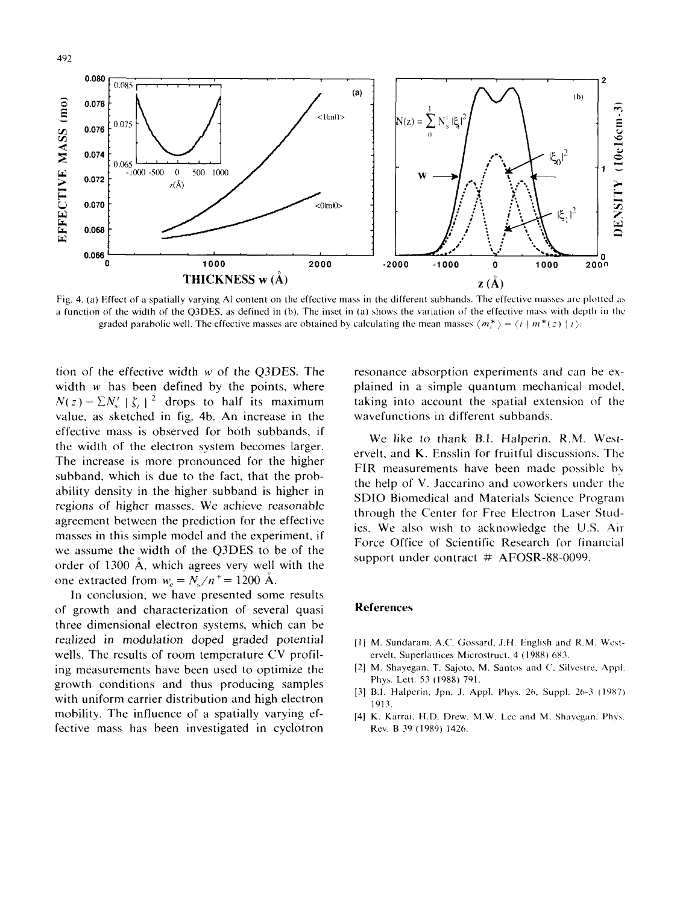0.080
0.078
0.076
0.074
0.072
0.070
0.068
0.066
EFFECTIVE MASS (mo)
0
1000
2000
THICKNESS w (Å)
0.085
0.075
0.065
-1000 -500 0 500 1000
z(Å)
(a)
<1|m|1>
<0|m|0>

-2000
-1000
0
1000
2000
z (Å)
$N(z) = \sum_0^1 N_s^i |\xi_i|^2$
(b)
$|\xi_0|^2$
$|\xi_1|^2$
w
2
1
0
DENSITY (10e16cm-3)

Fig. 4. (a) Effect of a spatially varying Al content on the effective mass in the different subbands. The effective masses are plotted as a function of the width of the Q3DES, as defined in (b). The inset in (a) shows the variation of the effective mass with depth in the graded parabolic well. The effective masses are obtained by calculating the mean masses $\langle m_i^* \rangle = \langle i \mid m^*(z) \mid i \rangle$.

tion of the effective width $w$ of the Q3DES. The width $w$ has been defined by the points, where $N(z) = \Sigma N_s^i \mid \xi_i \mid^2$ drops to half its maximum value, as sketched in fig. 4b. An increase in the effective mass is observed for both subbands, if the width of the electron system becomes larger. The increase is more pronounced for the higher subband, which is due to the fact, that the probability density in the higher subband is higher in regions of higher masses. We achieve reasonable agreement between the prediction for the effective masses in this simple model and the experiment, if we assume the width of the Q3DES to be of the order of 1300 Å, which agrees very well with the one extracted from $w_e = N_s/n^+ = 1200$ Å.

In conclusion, we have presented some results of growth and characterization of several quasi three dimensional electron systems, which can be realized in modulation doped graded potential wells. The results of room temperature CV profiling measurements have been used to optimize the growth conditions and thus producing samples with uniform carrier distribution and high electron mobility. The influence of a spatially varying effective mass has been investigated in cyclotron resonance absorption experiments and can be explained in a simple quantum mechanical model, taking into account the spatial extension of the wavefunctions in different subbands.

We like to thank B.I. Halperin, R.M. Westervelt, and K. Ensslin for fruitful discussions. The FIR measurements have been made possible by the help of V. Jaccarino and coworkers under the SDIO Biomedical and Materials Science Program through the Center for Free Electron Laser Studies. We also wish to acknowledge the U.S. Air Force Office of Scientific Research for financial support under contract # AFOSR-88-0099.

## References

[1] M. Sundaram, A.C. Gossard, J.H. English and R.M. Westervelt, Superlattices Microstruct. 4 (1988) 683.

[2] M. Shayegan, T. Sajoto, M. Santos and C. Silvestre, Appl. Phys. Lett. 53 (1988) 791.

[3] B.I. Halperin, Jpn. J. Appl. Phys. 26, Suppl. 26-3 (1987) 1913.

[4] K. Karrai, H.D. Drew, M.W. Lee and M. Shayegan, Phys. Rev. B 39 (1989) 1426.